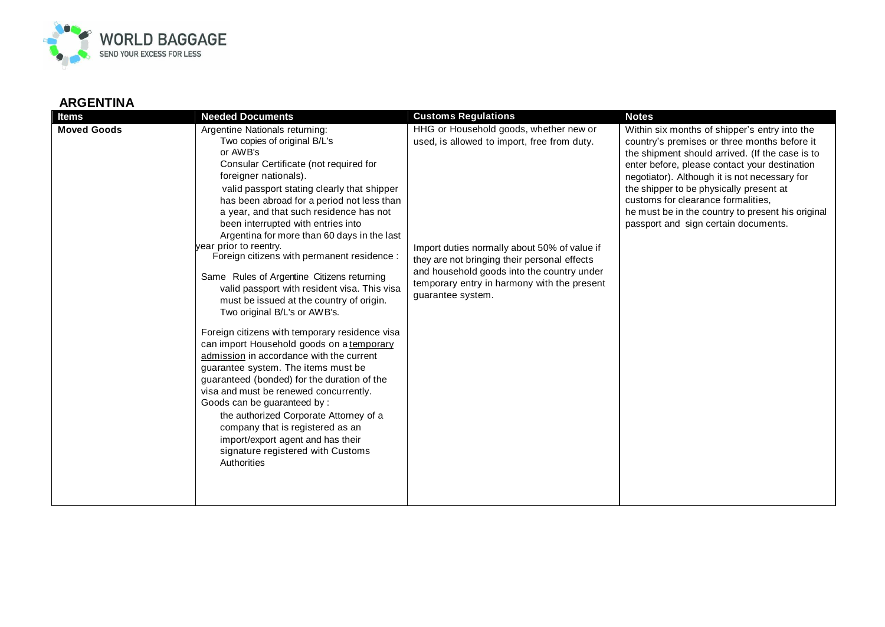## ARGENTINA

| Items | Needed Documents | Customs Regulations | Notes |
|---|---|---|---|
| **Moved Goods** | Argentine Nationals returning:<br>Two copies of original B/L's or AWB's<br>Consular Certificate (not required for foreigner nationals).<br>valid passport stating clearly that shipper has been abroad for a period not less than a year, and that such residence has not been interrupted with entries into Argentina for more than 60 days in the last year prior to reentry.<br>Foreign citizens with permanent residence :<br>Same Rules of Argentine Citizens returning valid passport with resident visa. This visa must be issued at the country of origin.<br>Two original B/L's or AWB's.<br><br>Foreign citizens with temporary residence visa can import Household goods on a temporary admission in accordance with the current guarantee system. The items must be guaranteed (bonded) for the duration of the visa and must be renewed concurrently.<br>Goods can be guaranteed by :<br>the authorized Corporate Attorney of a company that is registered as an import/export agent and has their signature registered with Customs Authorities | HHG or Household goods, whether new or used, is allowed to import, free from duty.<br><br>Import duties normally about 50% of value if they are not bringing their personal effects and household goods into the country under temporary entry in harmony with the present guarantee system. | Within six months of shipper's entry into the country's premises or three months before it the shipment should arrived. (If the case is to enter before, please contact your destination negotiator). Although it is not necessary for the shipper to be physically present at customs for clearance formalities, he must be in the country to present his original passport and sign certain documents. |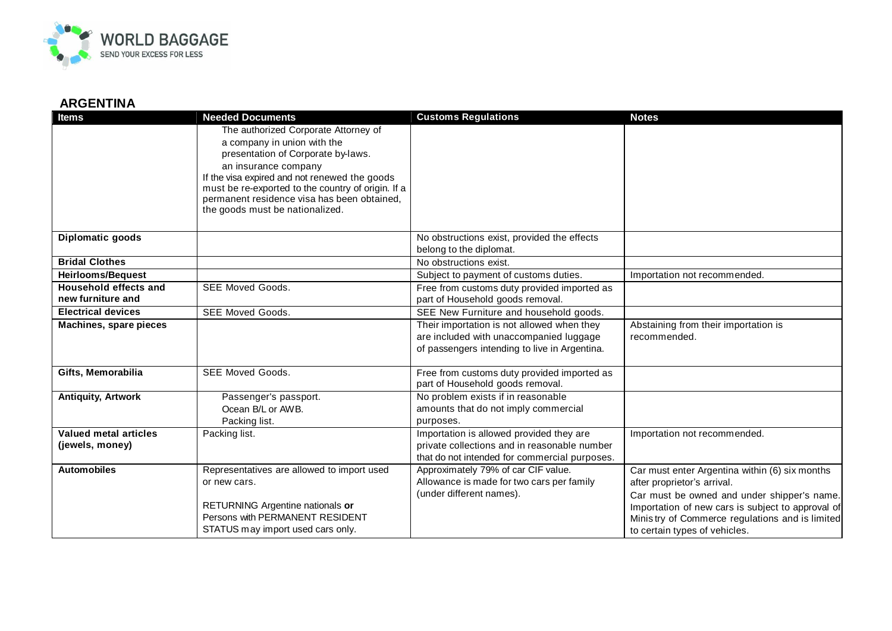## ARGENTINA

| Items | Needed Documents | Customs Regulations | Notes |
|---|---|---|---|
| | The authorized Corporate Attorney of a company in union with the presentation of Corporate by-laws. an insurance company If the visa expired and not renewed the goods must be re-exported to the country of origin. If a permanent residence visa has been obtained, the goods must be nationalized. | | |
| **Diplomatic goods** | | No obstructions exist, provided the effects belong to the diplomat. | |
| **Bridal Clothes** | | No obstructions exist. | |
| **Heirlooms/Bequest** | | Subject to payment of customs duties. | Importation not recommended. |
| **Household effects and new furniture and** | SEE Moved Goods. | Free from customs duty provided imported as part of Household goods removal. | |
| **Electrical devices** | SEE Moved Goods. | SEE New Furniture and household goods. | |
| **Machines, spare pieces** | | Their importation is not allowed when they are included with unaccompanied luggage of passengers intending to live in Argentina. | Abstaining from their importation is recommended. |
| **Gifts, Memorabilia** | SEE Moved Goods. | Free from customs duty provided imported as part of Household goods removal. | |
| **Antiquity, Artwork** | Passenger's passport. Ocean B/L or AWB. Packing list. | No problem exists if in reasonable amounts that do not imply commercial purposes. | |
| **Valued metal articles (jewels, money)** | Packing list. | Importation is allowed provided they are private collections and in reasonable number that do not intended for commercial purposes. | Importation not recommended. |
| **Automobiles** | Representatives are allowed to import used or new cars. RETURNING Argentine nationals **or** Persons with PERMANENT RESIDENT STATUS may import used cars only. | Approximately 79% of car CIF value. Allowance is made for two cars per family (under different names). | Car must enter Argentina within (6) six months after proprietor's arrival. Car must be owned and under shipper's name. Importation of new cars is subject to approval of Ministry of Commerce regulations and is limited to certain types of vehicles. |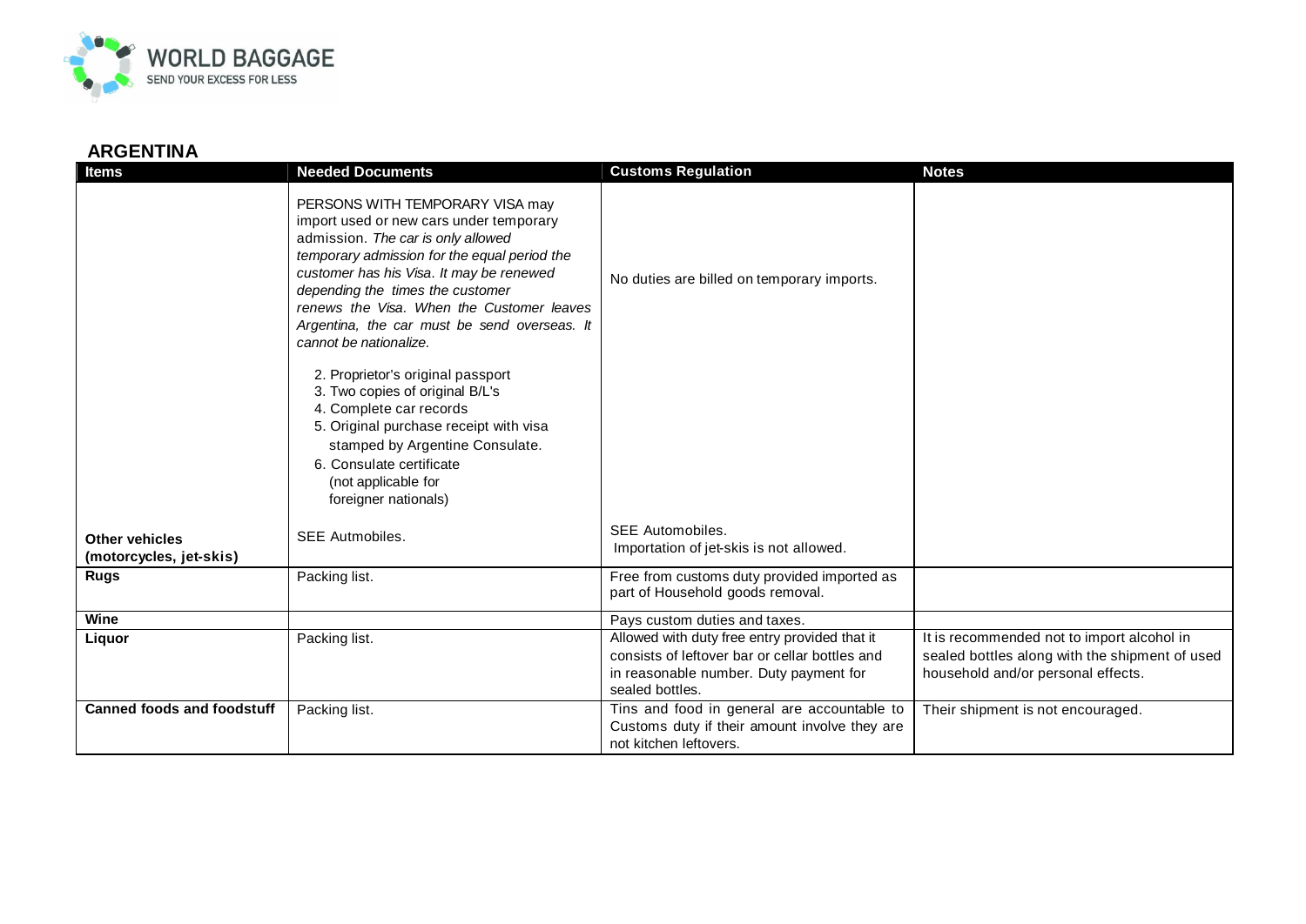## ARGENTINA

| Items | Needed Documents | Customs Regulation | Notes |
|---|---|---|---|
| | PERSONS WITH TEMPORARY VISA may import used or new cars under temporary admission. *The car is only allowed temporary admission for the equal period the customer has his Visa. It may be renewed depending the times the customer renews the Visa. When the Customer leaves Argentina, the car must be send overseas. It cannot be nationalize.*<br><br>2. Proprietor's original passport<br>3. Two copies of original B/L's<br>4. Complete car records<br>5. Original purchase receipt with visa stamped by Argentine Consulate.<br>6. Consulate certificate (not applicable for foreigner nationals) | No duties are billed on temporary imports. | |
| **Other vehicles (motorcycles, jet-skis)** | SEE Autmobiles. | SEE Automobiles.<br>Importation of jet-skis is not allowed. | |
| **Rugs** | Packing list. | Free from customs duty provided imported as part of Household goods removal. | |
| **Wine** | | Pays custom duties and taxes. | |
| **Liquor** | Packing list. | Allowed with duty free entry provided that it consists of leftover bar or cellar bottles and in reasonable number. Duty payment for sealed bottles. | It is recommended not to import alcohol in sealed bottles along with the shipment of used household and/or personal effects. |
| **Canned foods and foodstuff** | Packing list. | Tins and food in general are accountable to Customs duty if their amount involve they are not kitchen leftovers. | Their shipment is not encouraged. |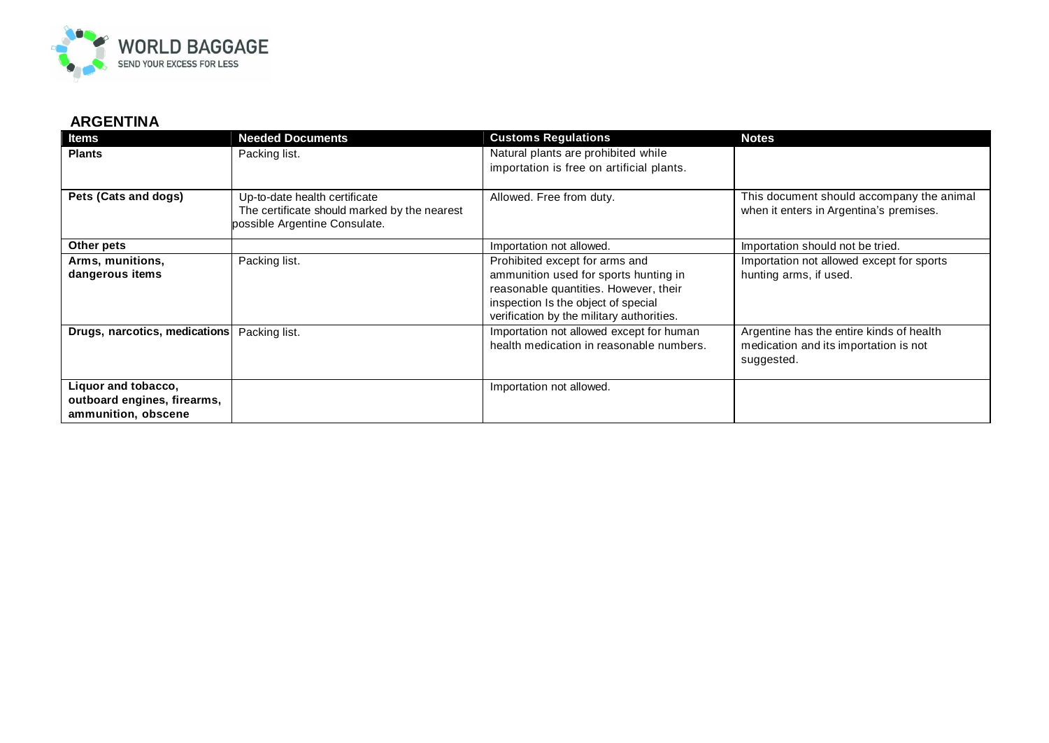## ARGENTINA

| Items | Needed Documents | Customs Regulations | Notes |
|---|---|---|---|
| **Plants** | Packing list. | Natural plants are prohibited while importation is free on artificial plants. | |
| **Pets (Cats and dogs)** | Up-to-date health certificate The certificate should marked by the nearest possible Argentine Consulate. | Allowed. Free from duty. | This document should accompany the animal when it enters in Argentina's premises. |
| **Other pets** | | Importation not allowed. | Importation should not be tried. |
| **Arms, munitions, dangerous items** | Packing list. | Prohibited except for arms and ammunition used for sports hunting in reasonable quantities. However, their inspection Is the object of special verification by the military authorities. | Importation not allowed except for sports hunting arms, if used. |
| **Drugs, narcotics, medications** | Packing list. | Importation not allowed except for human health medication in reasonable numbers. | Argentine has the entire kinds of health medication and its importation is not suggested. |
| **Liquor and tobacco, outboard engines, firearms, ammunition, obscene** | | Importation not allowed. | |